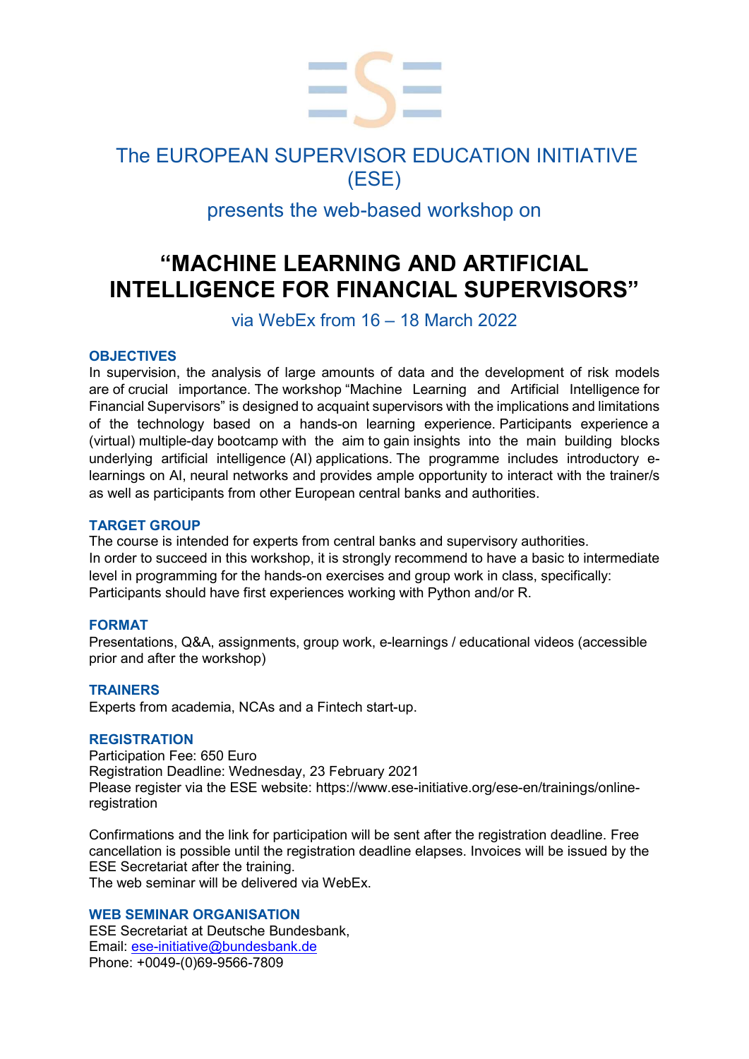# The EUROPEAN SUPERVISOR EDUCATION INITIATIVE (ESE)

## presents the web-based workshop on

# "MACHINE LEARNING AND ARTIFICIAL INTELLIGENCE FOR FINANCIAL SUPERVISORS"

## via WebEx from 16 – 18 March 2022

### OBJECTIVES

In supervision, the analysis of large amounts of data and the development of risk models are of crucial importance. The workshop "Machine Learning and Artificial Intelligence for Financial Supervisors" is designed to acquaint supervisors with the implications and limitations of the technology based on a hands-on learning experience. Participants experience a (virtual) multiple-day bootcamp with the aim to gain insights into the main building blocks underlying artificial intelligence (AI) applications. The programme includes introductory e-learnings on AI, neural networks and provides ample opportunity to interact with the trainer/s as well as participants from other European central banks and authorities.

### TARGET GROUP

The course is intended for experts from central banks and supervisory authorities.
In order to succeed in this workshop, it is strongly recommend to have a basic to intermediate level in programming for the hands-on exercises and group work in class, specifically: Participants should have first experiences working with Python and/or R.

### FORMAT

Presentations, Q&A, assignments, group work, e-learnings / educational videos (accessible prior and after the workshop)

### TRAINERS

Experts from academia, NCAs and a Fintech start-up.

### REGISTRATION

Participation Fee: 650 Euro
Registration Deadline: Wednesday, 23 February 2021
Please register via the ESE website: https://www.ese-initiative.org/ese-en/trainings/online-registration

Confirmations and the link for participation will be sent after the registration deadline. Free cancellation is possible until the registration deadline elapses. Invoices will be issued by the ESE Secretariat after the training.
The web seminar will be delivered via WebEx.

### WEB SEMINAR ORGANISATION

ESE Secretariat at Deutsche Bundesbank,
Email: ese-initiative@bundesbank.de
Phone: +0049-(0)69-9566-7809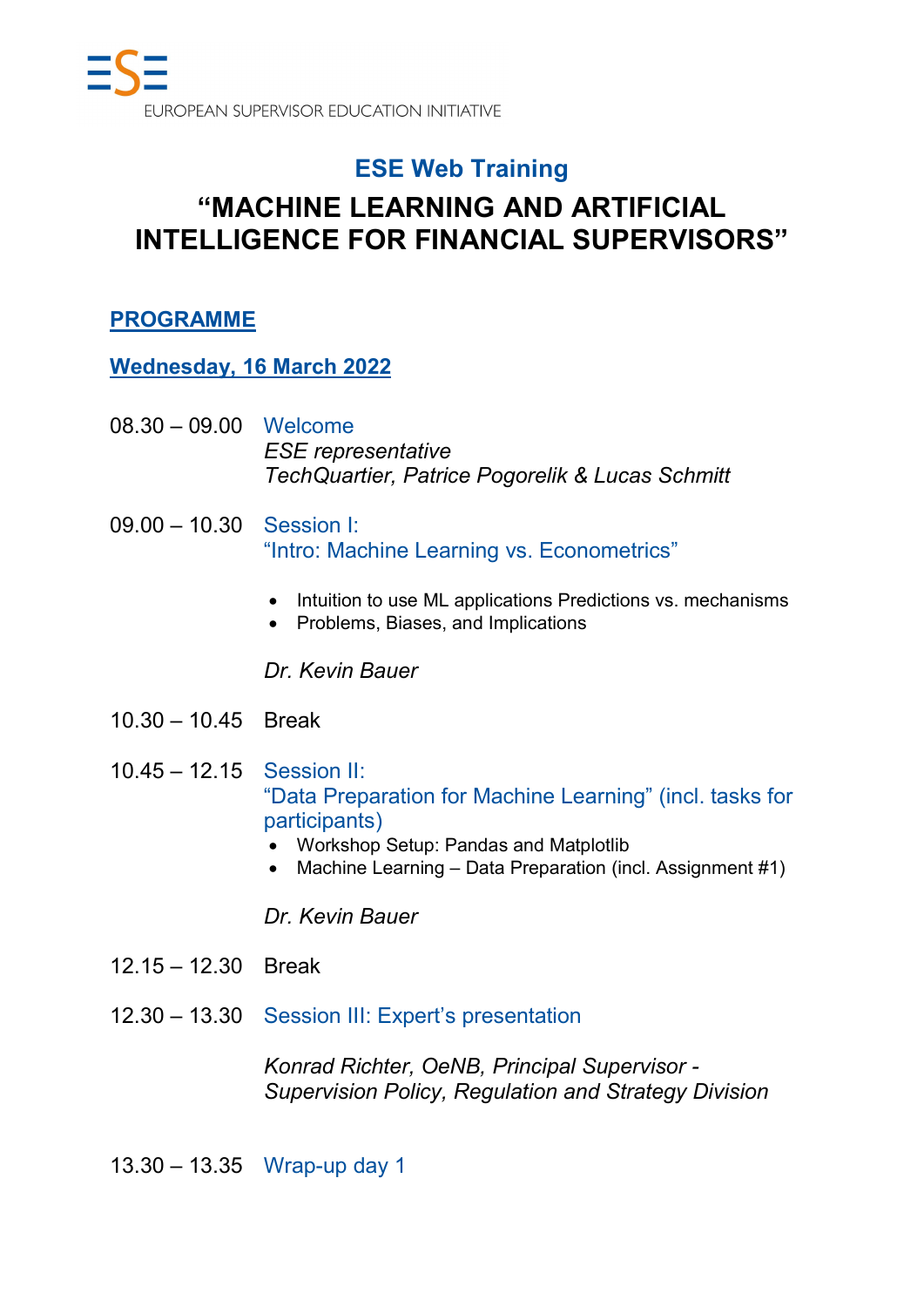EUROPEAN SUPERVISOR EDUCATION INITIATIVE

## ESE Web Training

# "MACHINE LEARNING AND ARTIFICIAL INTELLIGENCE FOR FINANCIAL SUPERVISORS"

### PROGRAMME

### Wednesday, 16 March 2022

08.30 – 09.00 Welcome
*ESE representative*
*TechQuartier, Patrice Pogorelik & Lucas Schmitt*

09.00 – 10.30 Session I:
"Intro: Machine Learning vs. Econometrics"

- Intuition to use ML applications Predictions vs. mechanisms
- Problems, Biases, and Implications

*Dr. Kevin Bauer*

10.30 – 10.45 Break

10.45 – 12.15 Session II:
"Data Preparation for Machine Learning" (incl. tasks for participants)

- Workshop Setup: Pandas and Matplotlib
- Machine Learning – Data Preparation (incl. Assignment #1)

*Dr. Kevin Bauer*

12.15 – 12.30 Break

12.30 – 13.30 Session III: Expert's presentation

*Konrad Richter, OeNB, Principal Supervisor - Supervision Policy, Regulation and Strategy Division*

13.30 – 13.35 Wrap-up day 1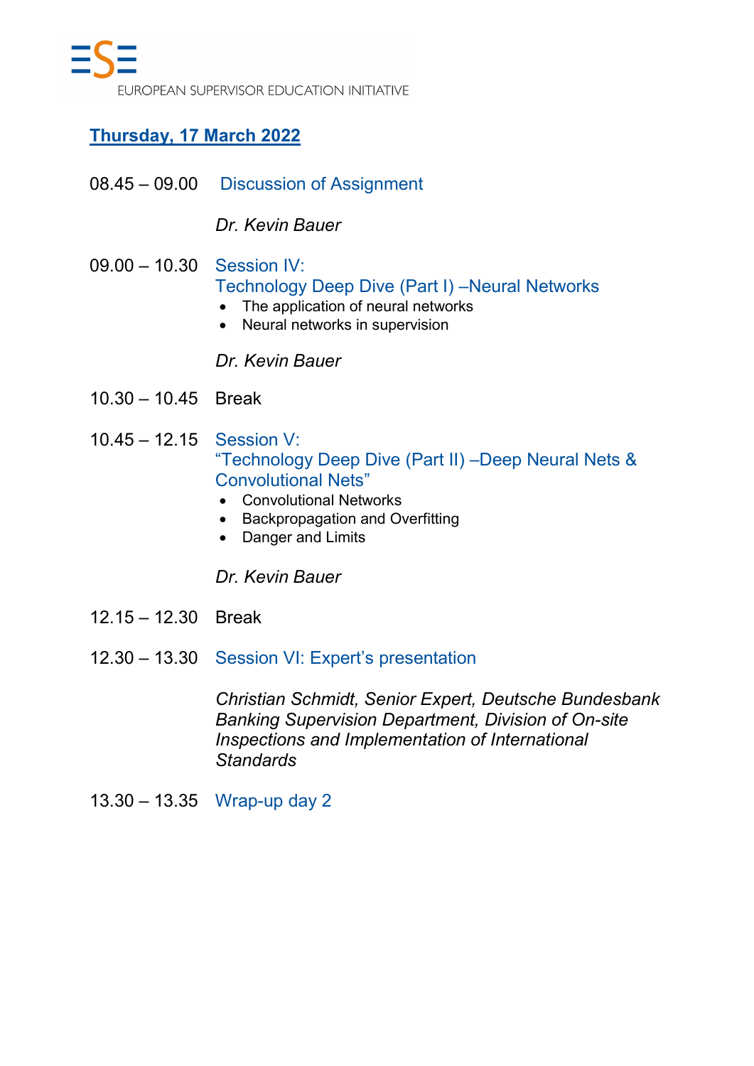EUROPEAN SUPERVISOR EDUCATION INITIATIVE

## Thursday, 17 March 2022

08.45 – 09.00 Discussion of Assignment

*Dr. Kevin Bauer*

09.00 – 10.30 Session IV:
Technology Deep Dive (Part I) –Neural Networks

- The application of neural networks
- Neural networks in supervision

*Dr. Kevin Bauer*

10.30 – 10.45 Break

10.45 – 12.15 Session V:
“Technology Deep Dive (Part II) –Deep Neural Nets & Convolutional Nets”

- Convolutional Networks
- Backpropagation and Overfitting
- Danger and Limits

*Dr. Kevin Bauer*

12.15 – 12.30 Break

12.30 – 13.30 Session VI: Expert’s presentation

*Christian Schmidt, Senior Expert, Deutsche Bundesbank Banking Supervision Department, Division of On-site Inspections and Implementation of International Standards*

13.30 – 13.35 Wrap-up day 2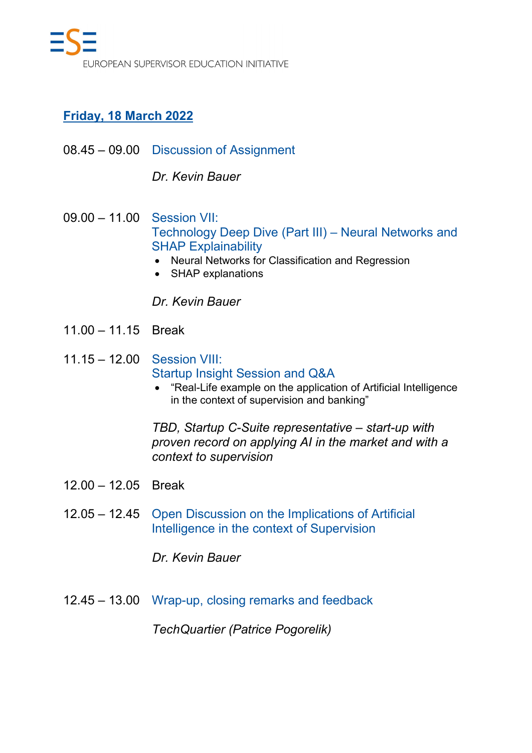## Friday, 18 March 2022

08.45 – 09.00 Discussion of Assignment

*Dr. Kevin Bauer*

09.00 – 11.00 Session VII:
Technology Deep Dive (Part III) – Neural Networks and SHAP Explainability

- Neural Networks for Classification and Regression
- SHAP explanations

*Dr. Kevin Bauer*

11.00 – 11.15 Break

11.15 – 12.00 Session VIII:
Startup Insight Session and Q&A

- "Real-Life example on the application of Artificial Intelligence in the context of supervision and banking"

*TBD, Startup C-Suite representative – start-up with proven record on applying AI in the market and with a context to supervision*

12.00 – 12.05 Break

12.05 – 12.45 Open Discussion on the Implications of Artificial Intelligence in the context of Supervision

*Dr. Kevin Bauer*

12.45 – 13.00 Wrap-up, closing remarks and feedback

*TechQuartier (Patrice Pogorelik)*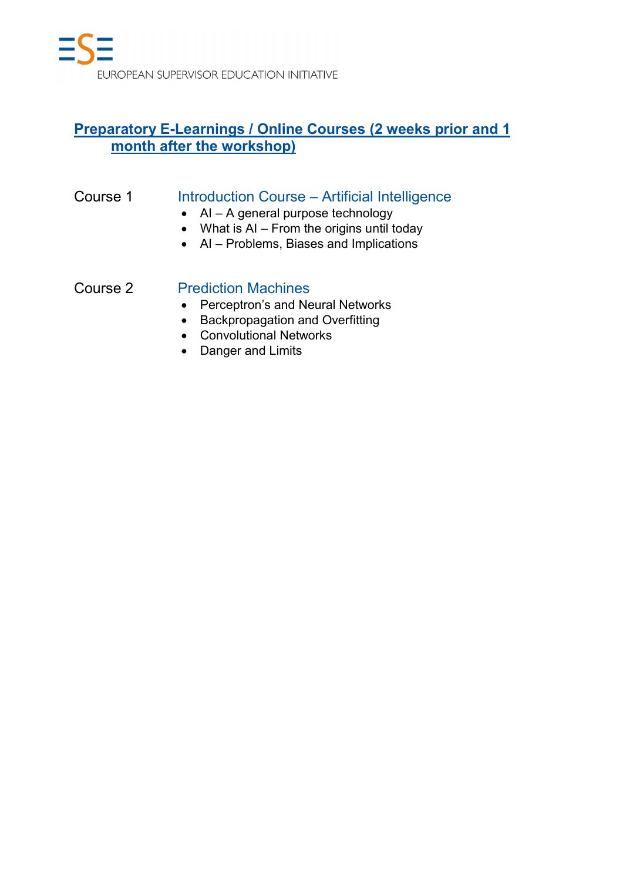**Preparatory E-Learnings / Online Courses (2 weeks prior and 1 month after the workshop)**

Course 1 — Introduction Course – Artificial Intelligence

- AI – A general purpose technology
- What is AI – From the origins until today
- AI – Problems, Biases and Implications

Course 2 — Prediction Machines

- Perceptron's and Neural Networks
- Backpropagation and Overfitting
- Convolutional Networks
- Danger and Limits